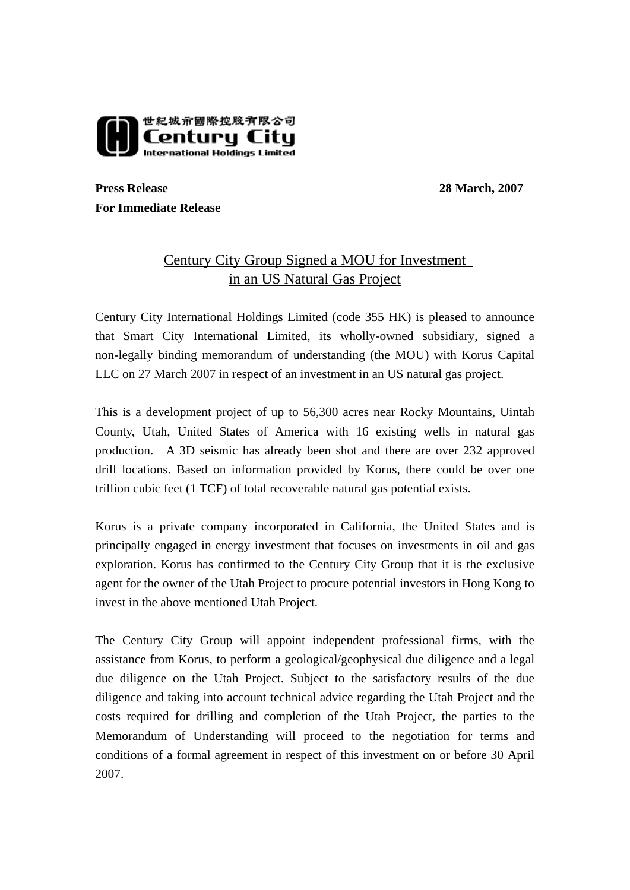世紀城市國際控股有限公司
Century City
International Holdings Limited

**Press Release** **28 March, 2007**
**For Immediate Release**

# Century City Group Signed a MOU for Investment in an US Natural Gas Project

Century City International Holdings Limited (code 355 HK) is pleased to announce that Smart City International Limited, its wholly-owned subsidiary, signed a non-legally binding memorandum of understanding (the MOU) with Korus Capital LLC on 27 March 2007 in respect of an investment in an US natural gas project.

This is a development project of up to 56,300 acres near Rocky Mountains, Uintah County, Utah, United States of America with 16 existing wells in natural gas production. A 3D seismic has already been shot and there are over 232 approved drill locations. Based on information provided by Korus, there could be over one trillion cubic feet (1 TCF) of total recoverable natural gas potential exists.

Korus is a private company incorporated in California, the United States and is principally engaged in energy investment that focuses on investments in oil and gas exploration. Korus has confirmed to the Century City Group that it is the exclusive agent for the owner of the Utah Project to procure potential investors in Hong Kong to invest in the above mentioned Utah Project.

The Century City Group will appoint independent professional firms, with the assistance from Korus, to perform a geological/geophysical due diligence and a legal due diligence on the Utah Project. Subject to the satisfactory results of the due diligence and taking into account technical advice regarding the Utah Project and the costs required for drilling and completion of the Utah Project, the parties to the Memorandum of Understanding will proceed to the negotiation for terms and conditions of a formal agreement in respect of this investment on or before 30 April 2007.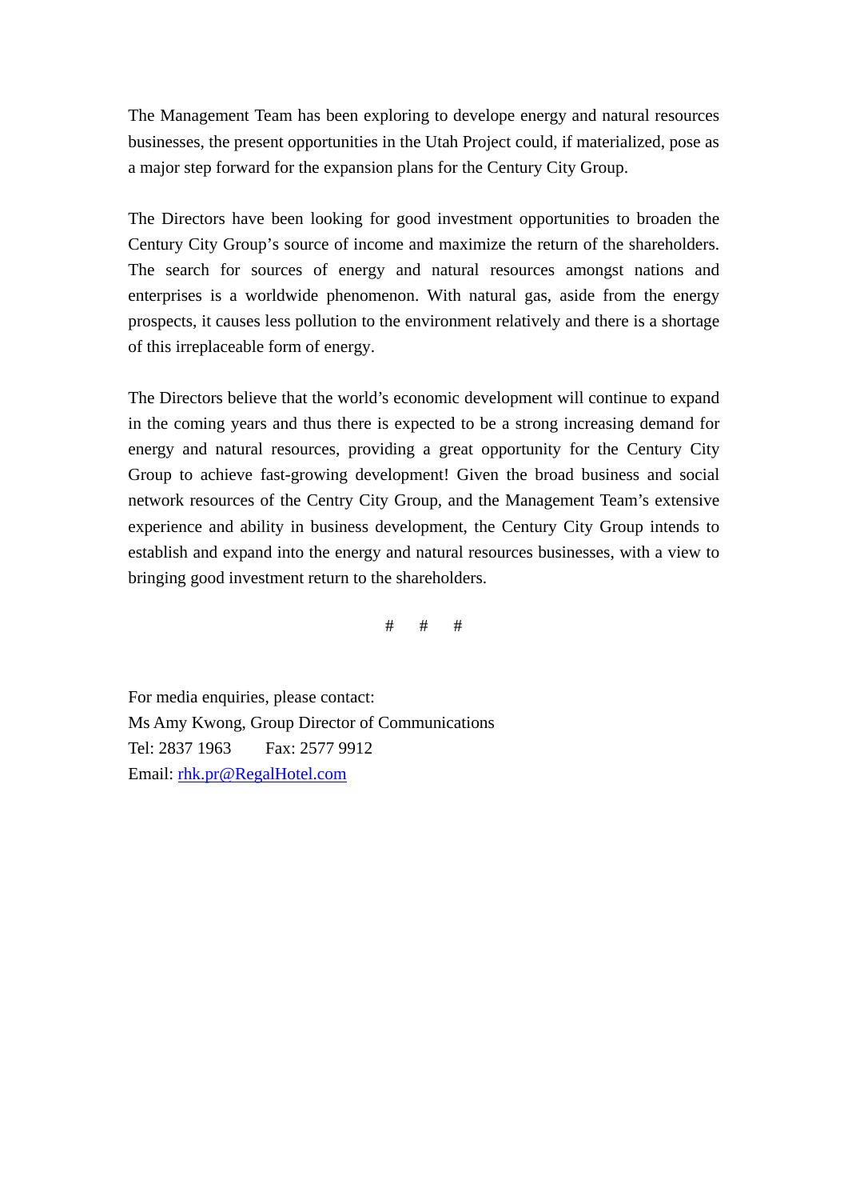The Management Team has been exploring to develope energy and natural resources businesses, the present opportunities in the Utah Project could, if materialized, pose as a major step forward for the expansion plans for the Century City Group.

The Directors have been looking for good investment opportunities to broaden the Century City Group's source of income and maximize the return of the shareholders. The search for sources of energy and natural resources amongst nations and enterprises is a worldwide phenomenon. With natural gas, aside from the energy prospects, it causes less pollution to the environment relatively and there is a shortage of this irreplaceable form of energy.

The Directors believe that the world's economic development will continue to expand in the coming years and thus there is expected to be a strong increasing demand for energy and natural resources, providing a great opportunity for the Century City Group to achieve fast-growing development! Given the broad business and social network resources of the Centry City Group, and the Management Team's extensive experience and ability in business development, the Century City Group intends to establish and expand into the energy and natural resources businesses, with a view to bringing good investment return to the shareholders.

# # #

For media enquiries, please contact:
Ms Amy Kwong, Group Director of Communications
Tel: 2837 1963 Fax: 2577 9912
Email: rhk.pr@RegalHotel.com